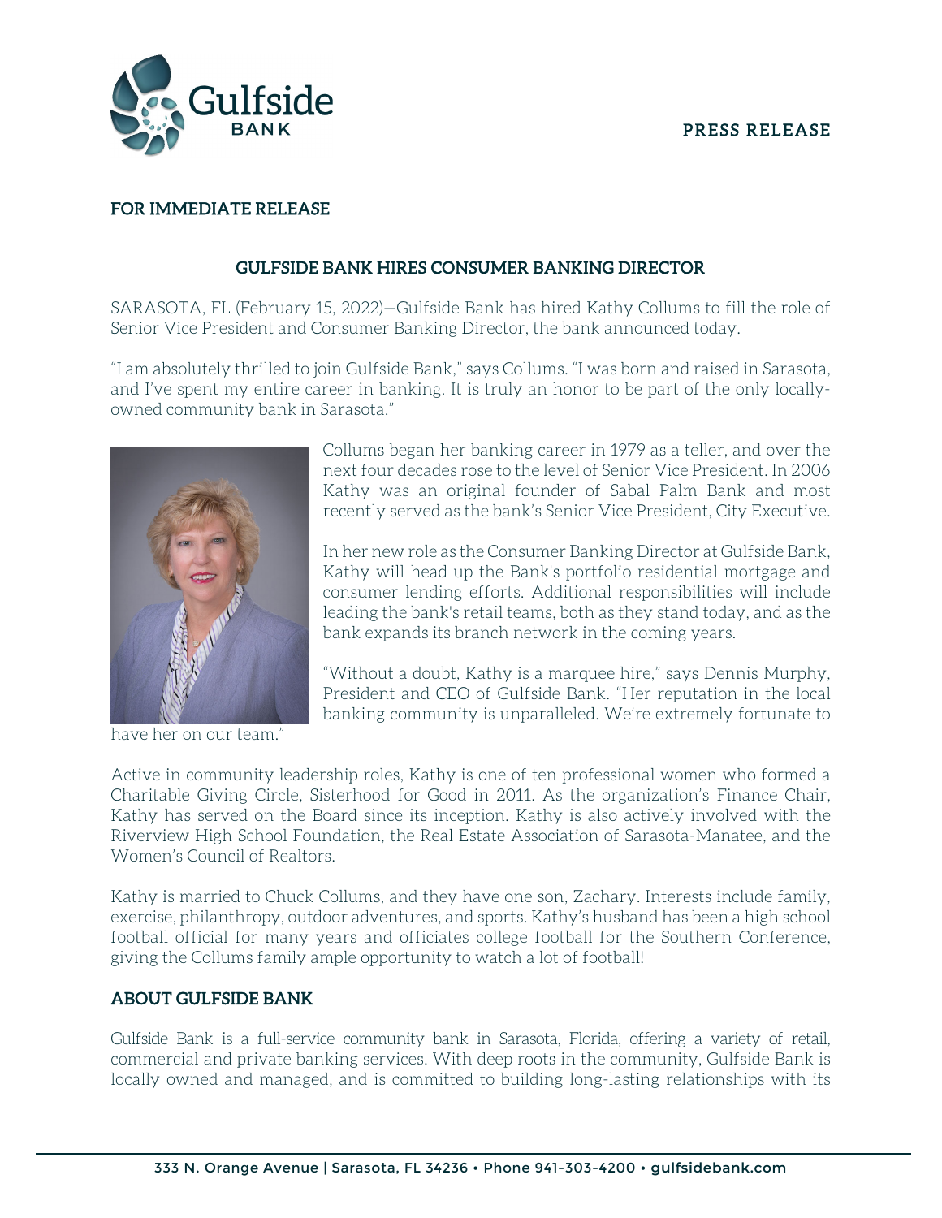PRESS RELEASE

**FOR IMMEDIATE RELEASE**

## GULFSIDE BANK HIRES CONSUMER BANKING DIRECTOR

SARASOTA, FL (February 15, 2022)—Gulfside Bank has hired Kathy Collums to fill the role of Senior Vice President and Consumer Banking Director, the bank announced today.

"I am absolutely thrilled to join Gulfside Bank," says Collums. "I was born and raised in Sarasota, and I've spent my entire career in banking. It is truly an honor to be part of the only locally-owned community bank in Sarasota."

Collums began her banking career in 1979 as a teller, and over the next four decades rose to the level of Senior Vice President. In 2006 Kathy was an original founder of Sabal Palm Bank and most recently served as the bank's Senior Vice President, City Executive.

In her new role as the Consumer Banking Director at Gulfside Bank, Kathy will head up the Bank's portfolio residential mortgage and consumer lending efforts. Additional responsibilities will include leading the bank's retail teams, both as they stand today, and as the bank expands its branch network in the coming years.

"Without a doubt, Kathy is a marquee hire," says Dennis Murphy, President and CEO of Gulfside Bank. "Her reputation in the local banking community is unparalleled. We're extremely fortunate to have her on our team."

Active in community leadership roles, Kathy is one of ten professional women who formed a Charitable Giving Circle, Sisterhood for Good in 2011. As the organization's Finance Chair, Kathy has served on the Board since its inception. Kathy is also actively involved with the Riverview High School Foundation, the Real Estate Association of Sarasota-Manatee, and the Women's Council of Realtors.

Kathy is married to Chuck Collums, and they have one son, Zachary. Interests include family, exercise, philanthropy, outdoor adventures, and sports. Kathy's husband has been a high school football official for many years and officiates college football for the Southern Conference, giving the Collums family ample opportunity to watch a lot of football!

### ABOUT GULFSIDE BANK

Gulfside Bank is a full-service community bank in Sarasota, Florida, offering a variety of retail, commercial and private banking services. With deep roots in the community, Gulfside Bank is locally owned and managed, and is committed to building long-lasting relationships with its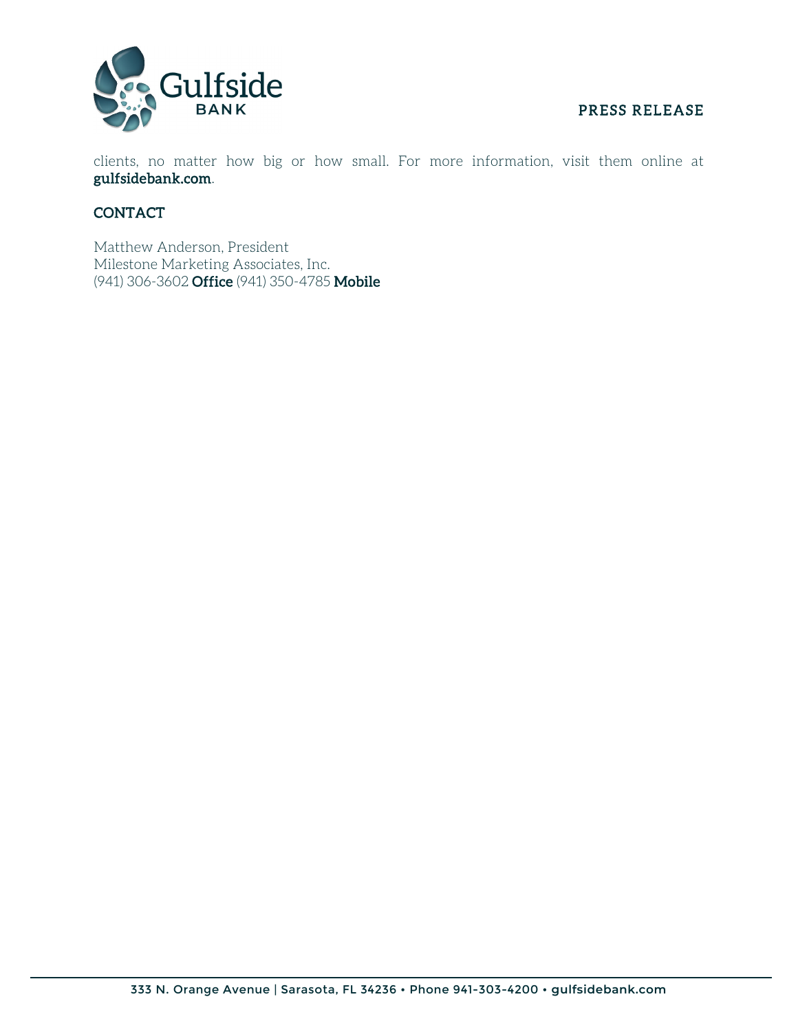clients, no matter how big or how small. For more information, visit them online at **gulfsidebank.com**.

## CONTACT

Matthew Anderson, President  
Milestone Marketing Associates, Inc.  
(941) 306-3602 **Office** (941) 350-4785 **Mobile**